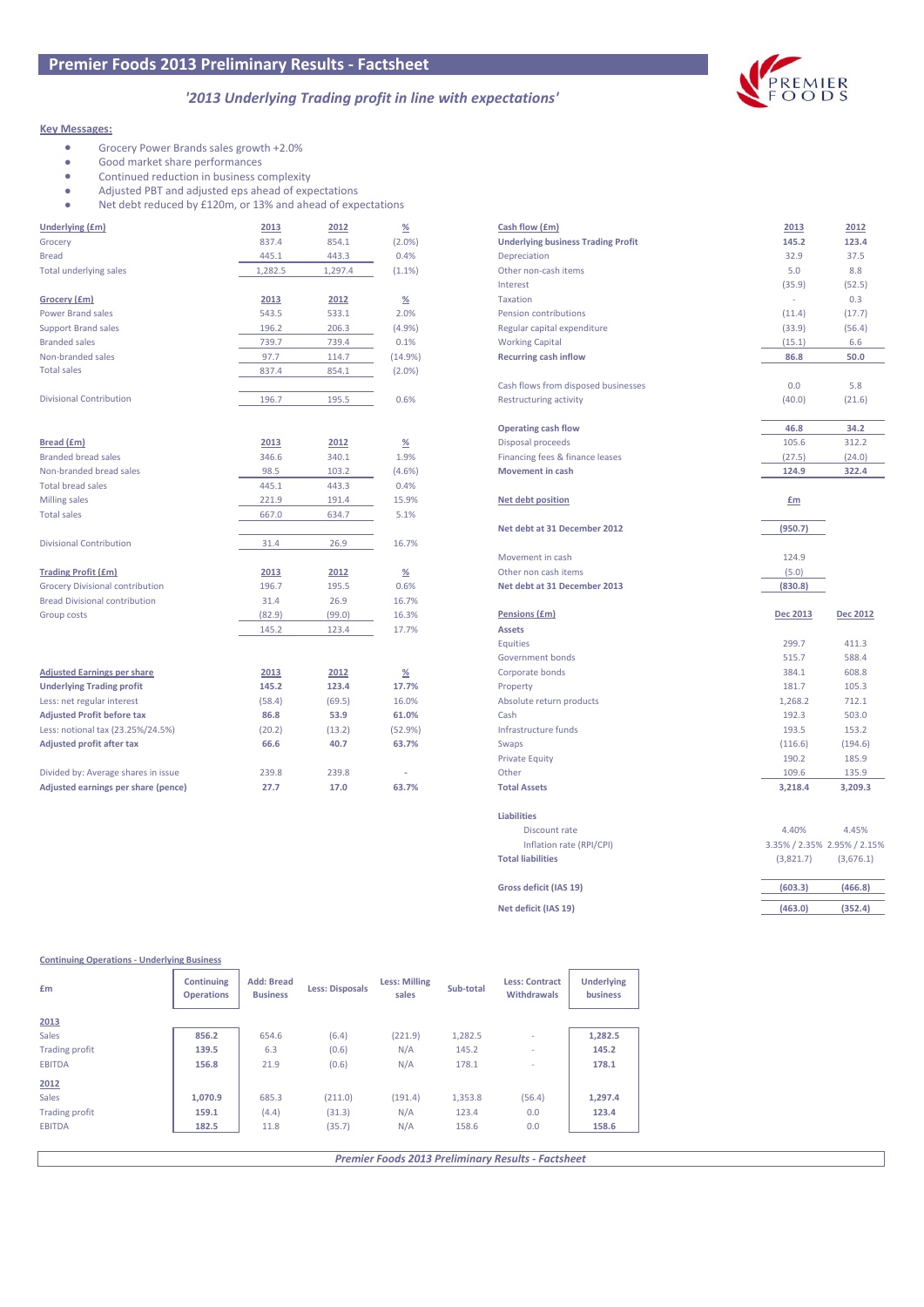# Premier Foods 2013 Preliminary Results - Factsheet

*'2013 Underlying Trading profit in line with expectations'*

**Key Messages:**

- Grocery Power Brands sales growth +2.0%
- Good market share performances
- Continued reduction in business complexity
- Adjusted PBT and adjusted eps ahead of expectations
- Net debt reduced by £120m, or 13% and ahead of expectations

| Underlying (£m) | 2013 | 2012 | % |
|---|---|---|---|
| Grocery | 837.4 | 854.1 | (2.0%) |
| Bread | 445.1 | 443.3 | 0.4% |
| Total underlying sales | 1,282.5 | 1,297.4 | (1.1%) |

| Grocery (£m) | 2013 | 2012 | % |
|---|---|---|---|
| Power Brand sales | 543.5 | 533.1 | 2.0% |
| Support Brand sales | 196.2 | 206.3 | (4.9%) |
| Branded sales | 739.7 | 739.4 | 0.1% |
| Non-branded sales | 97.7 | 114.7 | (14.9%) |
| Total sales | 837.4 | 854.1 | (2.0%) |
| Divisional Contribution | 196.7 | 195.5 | 0.6% |

| Bread (£m) | 2013 | 2012 | % |
|---|---|---|---|
| Branded bread sales | 346.6 | 340.1 | 1.9% |
| Non-branded bread sales | 98.5 | 103.2 | (4.6%) |
| Total bread sales | 445.1 | 443.3 | 0.4% |
| Milling sales | 221.9 | 191.4 | 15.9% |
| Total sales | 667.0 | 634.7 | 5.1% |
| Divisional Contribution | 31.4 | 26.9 | 16.7% |

| Trading Profit (£m) | 2013 | 2012 | % |
|---|---|---|---|
| Grocery Divisional contribution | 196.7 | 195.5 | 0.6% |
| Bread Divisional contribution | 31.4 | 26.9 | 16.7% |
| Group costs | (82.9) | (99.0) | 16.3% |
| | 145.2 | 123.4 | 17.7% |

| Adjusted Earnings per share | 2013 | 2012 | % |
|---|---|---|---|
| **Underlying Trading profit** | **145.2** | **123.4** | **17.7%** |
| Less: net regular interest | (58.4) | (69.5) | 16.0% |
| **Adjusted Profit before tax** | **86.8** | **53.9** | **61.0%** |
| Less: notional tax (23.25%/24.5%) | (20.2) | (13.2) | (52.9%) |
| **Adjusted profit after tax** | **66.6** | **40.7** | **63.7%** |
| Divided by: Average shares in issue | 239.8 | 239.8 | - |
| **Adjusted earnings per share (pence)** | **27.7** | **17.0** | **63.7%** |

| Cash flow (£m) | 2013 | 2012 |
|---|---|---|
| **Underlying business Trading Profit** | **145.2** | **123.4** |
| Depreciation | 32.9 | 37.5 |
| Other non-cash items | 5.0 | 8.8 |
| Interest | (35.9) | (52.5) |
| Taxation | - | 0.3 |
| Pension contributions | (11.4) | (17.7) |
| Regular capital expenditure | (33.9) | (56.4) |
| Working Capital | (15.1) | 6.6 |
| **Recurring cash inflow** | **86.8** | **50.0** |
| Cash flows from disposed businesses | 0.0 | 5.8 |
| Restructuring activity | (40.0) | (21.6) |
| **Operating cash flow** | **46.8** | **34.2** |
| Disposal proceeds | 105.6 | 312.2 |
| Financing fees & finance leases | (27.5) | (24.0) |
| **Movement in cash** | **124.9** | **322.4** |

| Net debt position | £m |
|---|---|
| **Net debt at 31 December 2012** | **(950.7)** |
| Movement in cash | 124.9 |
| Other non cash items | (5.0) |
| **Net debt at 31 December 2013** | **(830.8)** |

| Pensions (£m) | Dec 2013 | Dec 2012 |
|---|---|---|
| **Assets** | | |
| Equities | 299.7 | 411.3 |
| Government bonds | 515.7 | 588.4 |
| Corporate bonds | 384.1 | 608.8 |
| Property | 181.7 | 105.3 |
| Absolute return products | 1,268.2 | 712.1 |
| Cash | 192.3 | 503.0 |
| Infrastructure funds | 193.5 | 153.2 |
| Swaps | (116.6) | (194.6) |
| Private Equity | 190.2 | 185.9 |
| Other | 109.6 | 135.9 |
| **Total Assets** | **3,218.4** | **3,209.3** |
| **Liabilities** | | |
| Discount rate | 4.40% | 4.45% |
| Inflation rate (RPI/CPI) | 3.35% / 2.35% | 2.95% / 2.15% |
| **Total liabilities** | (3,821.7) | (3,676.1) |
| **Gross deficit (IAS 19)** | **(603.3)** | **(466.8)** |
| **Net deficit (IAS 19)** | **(463.0)** | **(352.4)** |

**Continuing Operations - Underlying Business**

| £m | Continuing Operations | Add: Bread Business | Less: Disposals | Less: Milling sales | Sub-total | Less: Contract Withdrawals | Underlying business |
|---|---|---|---|---|---|---|---|
| **2013** | | | | | | | |
| Sales | **856.2** | 654.6 | (6.4) | (221.9) | 1,282.5 | - | **1,282.5** |
| Trading profit | **139.5** | 6.3 | (0.6) | N/A | 145.2 | - | **145.2** |
| EBITDA | **156.8** | 21.9 | (0.6) | N/A | 178.1 | - | **178.1** |
| **2012** | | | | | | | |
| Sales | **1,070.9** | 685.3 | (211.0) | (191.4) | 1,353.8 | (56.4) | **1,297.4** |
| Trading profit | **159.1** | (4.4) | (31.3) | N/A | 123.4 | 0.0 | **123.4** |
| EBITDA | **182.5** | 11.8 | (35.7) | N/A | 158.6 | 0.0 | **158.6** |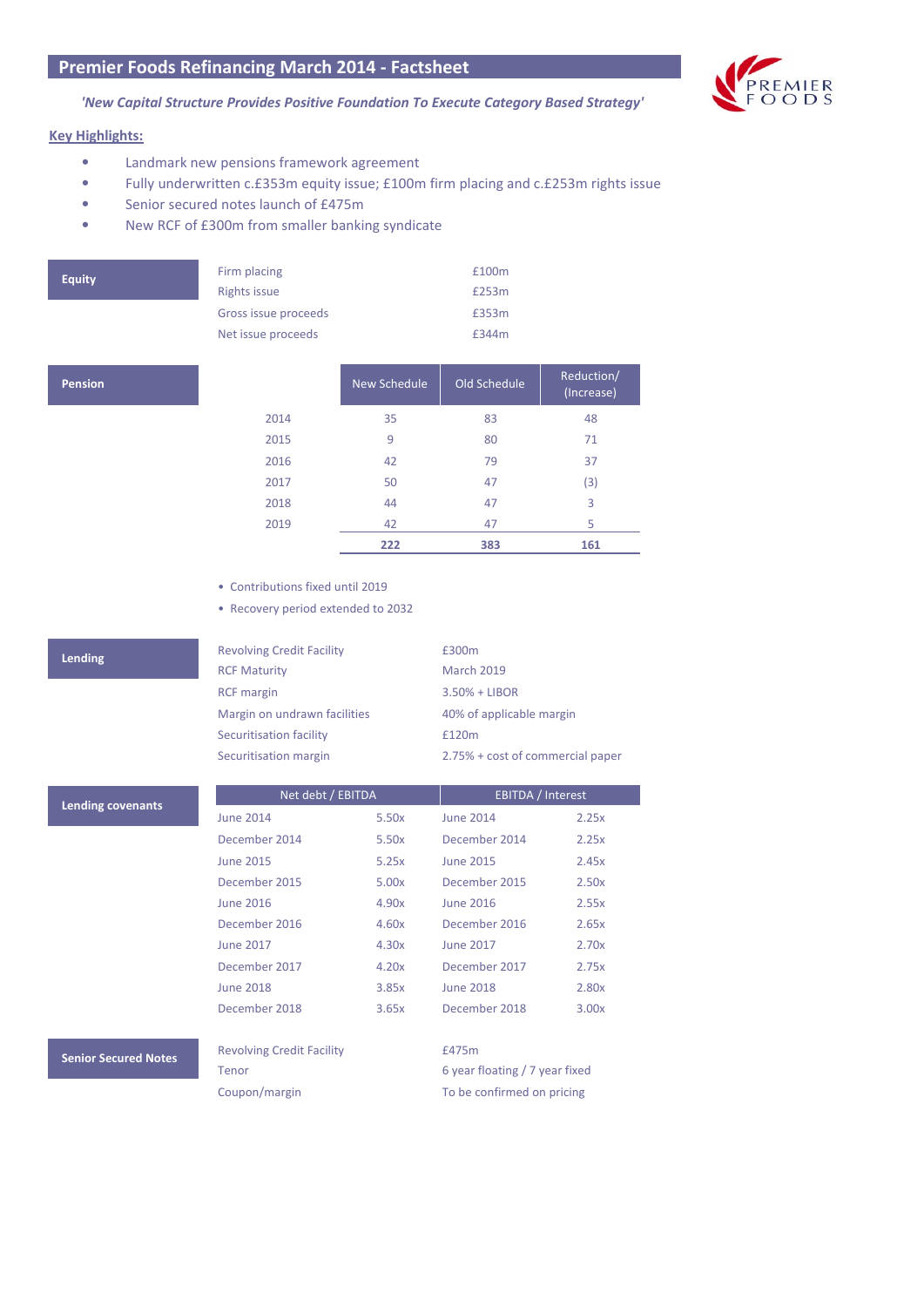# Premier Foods Refinancing March 2014 - Factsheet

*'New Capital Structure Provides Positive Foundation To Execute Category Based Strategy'*

**Key Highlights:**

- Landmark new pensions framework agreement
- Fully underwritten c.£353m equity issue; £100m firm placing and c.£253m rights issue
- Senior secured notes launch of £475m
- New RCF of £300m from smaller banking syndicate

**Equity**

| | |
|---|---|
| Firm placing | £100m |
| Rights issue | £253m |
| Gross issue proceeds | £353m |
| Net issue proceeds | £344m |

**Pension**

| | New Schedule | Old Schedule | Reduction/ (Increase) |
|---|---|---|---|
| 2014 | 35 | 83 | 48 |
| 2015 | 9 | 80 | 71 |
| 2016 | 42 | 79 | 37 |
| 2017 | 50 | 47 | (3) |
| 2018 | 44 | 47 | 3 |
| 2019 | 42 | 47 | 5 |
| | **222** | **383** | **161** |

- Contributions fixed until 2019
- Recovery period extended to 2032

**Lending**

| | |
|---|---|
| Revolving Credit Facility | £300m |
| RCF Maturity | March 2019 |
| RCF margin | 3.50% + LIBOR |
| Margin on undrawn facilities | 40% of applicable margin |
| Securitisation facility | £120m |
| Securitisation margin | 2.75% + cost of commercial paper |

**Lending covenants**

| Net debt / EBITDA | | EBITDA / Interest | |
|---|---|---|---|
| June 2014 | 5.50x | June 2014 | 2.25x |
| December 2014 | 5.50x | December 2014 | 2.25x |
| June 2015 | 5.25x | June 2015 | 2.45x |
| December 2015 | 5.00x | December 2015 | 2.50x |
| June 2016 | 4.90x | June 2016 | 2.55x |
| December 2016 | 4.60x | December 2016 | 2.65x |
| June 2017 | 4.30x | June 2017 | 2.70x |
| December 2017 | 4.20x | December 2017 | 2.75x |
| June 2018 | 3.85x | June 2018 | 2.80x |
| December 2018 | 3.65x | December 2018 | 3.00x |

**Senior Secured Notes**

| | |
|---|---|
| Revolving Credit Facility | £475m |
| Tenor | 6 year floating / 7 year fixed |
| Coupon/margin | To be confirmed on pricing |